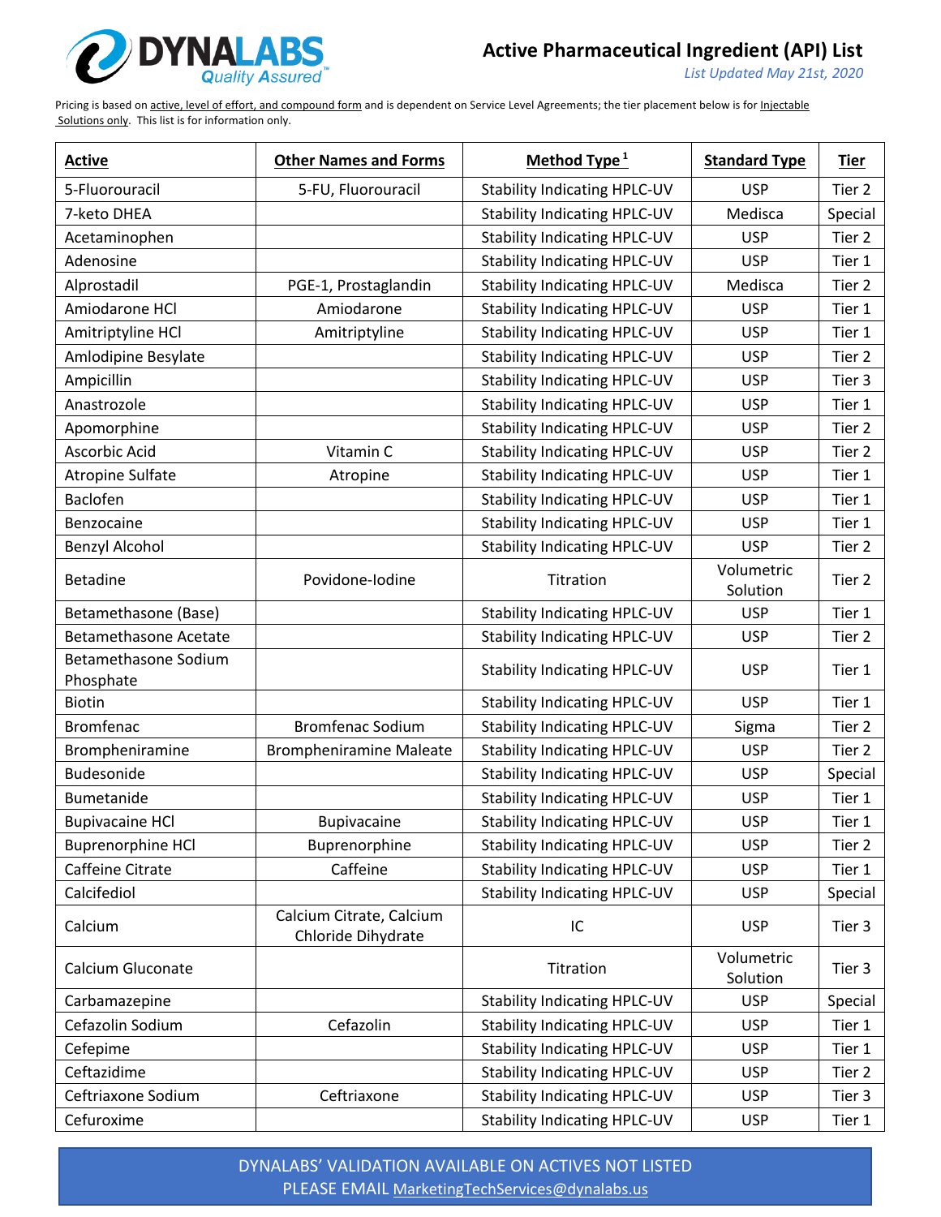# Active Pharmaceutical Ingredient (API) List

*List Updated May 21st, 2020*

Pricing is based on active, level of effort, and compound form and is dependent on Service Level Agreements; the tier placement below is for Injectable Solutions only. This list is for information only.

| Active | Other Names and Forms | Method Type [1] | Standard Type | Tier |
|---|---|---|---|---|
| 5-Fluorouracil | 5-FU, Fluorouracil | Stability Indicating HPLC-UV | USP | Tier 2 |
| 7-keto DHEA | | Stability Indicating HPLC-UV | Medisca | Special |
| Acetaminophen | | Stability Indicating HPLC-UV | USP | Tier 2 |
| Adenosine | | Stability Indicating HPLC-UV | USP | Tier 1 |
| Alprostadil | PGE-1, Prostaglandin | Stability Indicating HPLC-UV | Medisca | Tier 2 |
| Amiodarone HCl | Amiodarone | Stability Indicating HPLC-UV | USP | Tier 1 |
| Amitriptyline HCl | Amitriptyline | Stability Indicating HPLC-UV | USP | Tier 1 |
| Amlodipine Besylate | | Stability Indicating HPLC-UV | USP | Tier 2 |
| Ampicillin | | Stability Indicating HPLC-UV | USP | Tier 3 |
| Anastrozole | | Stability Indicating HPLC-UV | USP | Tier 1 |
| Apomorphine | | Stability Indicating HPLC-UV | USP | Tier 2 |
| Ascorbic Acid | Vitamin C | Stability Indicating HPLC-UV | USP | Tier 2 |
| Atropine Sulfate | Atropine | Stability Indicating HPLC-UV | USP | Tier 1 |
| Baclofen | | Stability Indicating HPLC-UV | USP | Tier 1 |
| Benzocaine | | Stability Indicating HPLC-UV | USP | Tier 1 |
| Benzyl Alcohol | | Stability Indicating HPLC-UV | USP | Tier 2 |
| Betadine | Povidone-Iodine | Titration | Volumetric Solution | Tier 2 |
| Betamethasone (Base) | | Stability Indicating HPLC-UV | USP | Tier 1 |
| Betamethasone Acetate | | Stability Indicating HPLC-UV | USP | Tier 2 |
| Betamethasone Sodium Phosphate | | Stability Indicating HPLC-UV | USP | Tier 1 |
| Biotin | | Stability Indicating HPLC-UV | USP | Tier 1 |
| Bromfenac | Bromfenac Sodium | Stability Indicating HPLC-UV | Sigma | Tier 2 |
| Brompheniramine | Brompheniramine Maleate | Stability Indicating HPLC-UV | USP | Tier 2 |
| Budesonide | | Stability Indicating HPLC-UV | USP | Special |
| Bumetanide | | Stability Indicating HPLC-UV | USP | Tier 1 |
| Bupivacaine HCl | Bupivacaine | Stability Indicating HPLC-UV | USP | Tier 1 |
| Buprenorphine HCl | Buprenorphine | Stability Indicating HPLC-UV | USP | Tier 2 |
| Caffeine Citrate | Caffeine | Stability Indicating HPLC-UV | USP | Tier 1 |
| Calcifediol | | Stability Indicating HPLC-UV | USP | Special |
| Calcium | Calcium Citrate, Calcium Chloride Dihydrate | IC | USP | Tier 3 |
| Calcium Gluconate | | Titration | Volumetric Solution | Tier 3 |
| Carbamazepine | | Stability Indicating HPLC-UV | USP | Special |
| Cefazolin Sodium | Cefazolin | Stability Indicating HPLC-UV | USP | Tier 1 |
| Cefepime | | Stability Indicating HPLC-UV | USP | Tier 1 |
| Ceftazidime | | Stability Indicating HPLC-UV | USP | Tier 2 |
| Ceftriaxone Sodium | Ceftriaxone | Stability Indicating HPLC-UV | USP | Tier 3 |
| Cefuroxime | | Stability Indicating HPLC-UV | USP | Tier 1 |

DYNALABS' VALIDATION AVAILABLE ON ACTIVES NOT LISTED
PLEASE EMAIL MarketingTechServices@dynalabs.us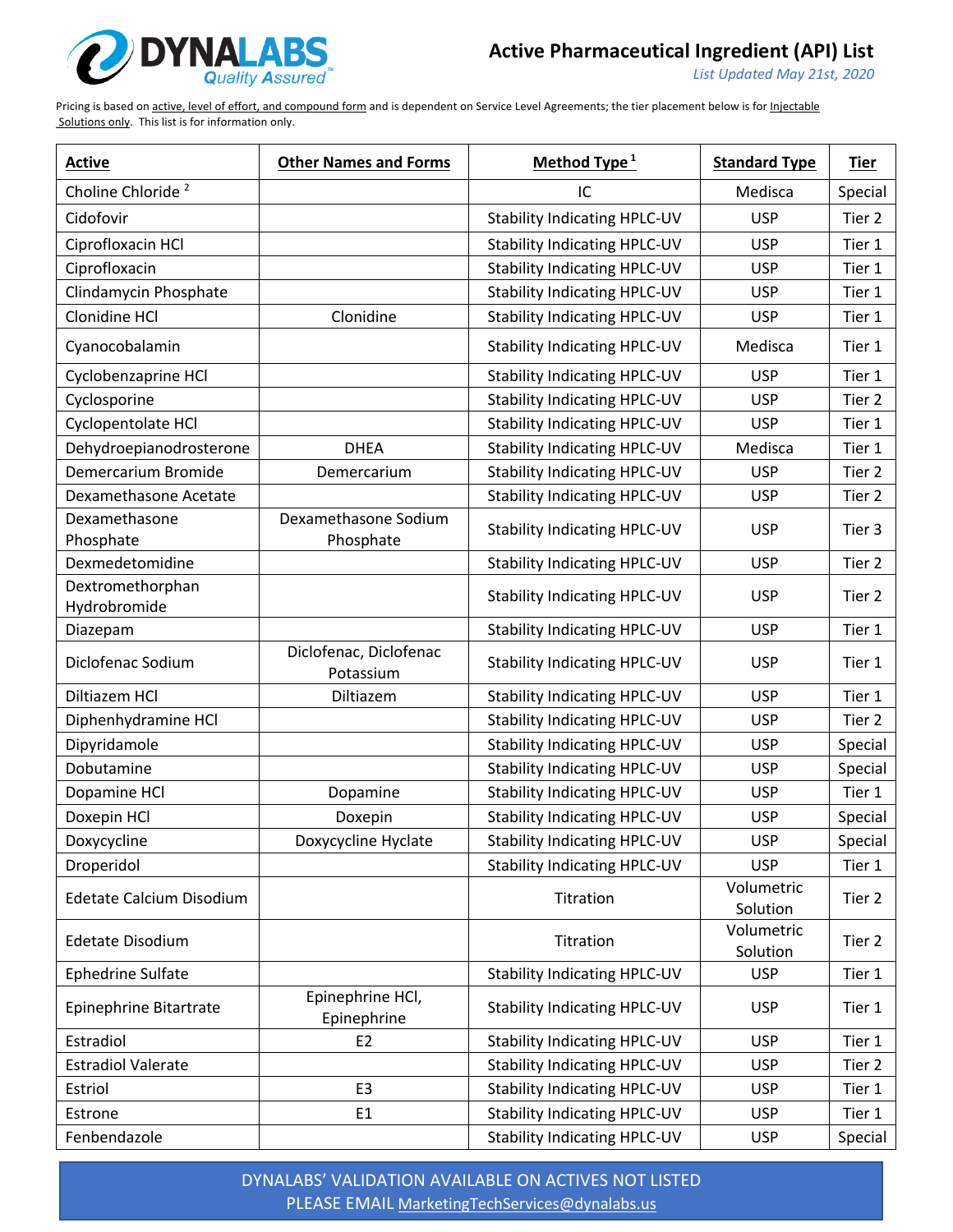# Active Pharmaceutical Ingredient (API) List

*List Updated May 21st, 2020*

Pricing is based on active, level of effort, and compound form and is dependent on Service Level Agreements; the tier placement below is for Injectable Solutions only. This list is for information only.

| Active | Other Names and Forms | Method Type [1] | Standard Type | Tier |
|---|---|---|---|---|
| Choline Chloride [2] | | IC | Medisca | Special |
| Cidofovir | | Stability Indicating HPLC-UV | USP | Tier 2 |
| Ciprofloxacin HCl | | Stability Indicating HPLC-UV | USP | Tier 1 |
| Ciprofloxacin | | Stability Indicating HPLC-UV | USP | Tier 1 |
| Clindamycin Phosphate | | Stability Indicating HPLC-UV | USP | Tier 1 |
| Clonidine HCl | Clonidine | Stability Indicating HPLC-UV | USP | Tier 1 |
| Cyanocobalamin | | Stability Indicating HPLC-UV | Medisca | Tier 1 |
| Cyclobenzaprine HCl | | Stability Indicating HPLC-UV | USP | Tier 1 |
| Cyclosporine | | Stability Indicating HPLC-UV | USP | Tier 2 |
| Cyclopentolate HCl | | Stability Indicating HPLC-UV | USP | Tier 1 |
| Dehydroepianodrosterone | DHEA | Stability Indicating HPLC-UV | Medisca | Tier 1 |
| Demercarium Bromide | Demercarium | Stability Indicating HPLC-UV | USP | Tier 2 |
| Dexamethasone Acetate | | Stability Indicating HPLC-UV | USP | Tier 2 |
| Dexamethasone Phosphate | Dexamethasone Sodium Phosphate | Stability Indicating HPLC-UV | USP | Tier 3 |
| Dexmedetomidine | | Stability Indicating HPLC-UV | USP | Tier 2 |
| Dextromethorphan Hydrobromide | | Stability Indicating HPLC-UV | USP | Tier 2 |
| Diazepam | | Stability Indicating HPLC-UV | USP | Tier 1 |
| Diclofenac Sodium | Diclofenac, Diclofenac Potassium | Stability Indicating HPLC-UV | USP | Tier 1 |
| Diltiazem HCl | Diltiazem | Stability Indicating HPLC-UV | USP | Tier 1 |
| Diphenhydramine HCl | | Stability Indicating HPLC-UV | USP | Tier 2 |
| Dipyridamole | | Stability Indicating HPLC-UV | USP | Special |
| Dobutamine | | Stability Indicating HPLC-UV | USP | Special |
| Dopamine HCl | Dopamine | Stability Indicating HPLC-UV | USP | Tier 1 |
| Doxepin HCl | Doxepin | Stability Indicating HPLC-UV | USP | Special |
| Doxycycline | Doxycycline Hyclate | Stability Indicating HPLC-UV | USP | Special |
| Droperidol | | Stability Indicating HPLC-UV | USP | Tier 1 |
| Edetate Calcium Disodium | | Titration | Volumetric Solution | Tier 2 |
| Edetate Disodium | | Titration | Volumetric Solution | Tier 2 |
| Ephedrine Sulfate | | Stability Indicating HPLC-UV | USP | Tier 1 |
| Epinephrine Bitartrate | Epinephrine HCl, Epinephrine | Stability Indicating HPLC-UV | USP | Tier 1 |
| Estradiol | E2 | Stability Indicating HPLC-UV | USP | Tier 1 |
| Estradiol Valerate | | Stability Indicating HPLC-UV | USP | Tier 2 |
| Estriol | E3 | Stability Indicating HPLC-UV | USP | Tier 1 |
| Estrone | E1 | Stability Indicating HPLC-UV | USP | Tier 1 |
| Fenbendazole | | Stability Indicating HPLC-UV | USP | Special |

DYNALABS' VALIDATION AVAILABLE ON ACTIVES NOT LISTED
PLEASE EMAIL MarketingTechServices@dynalabs.us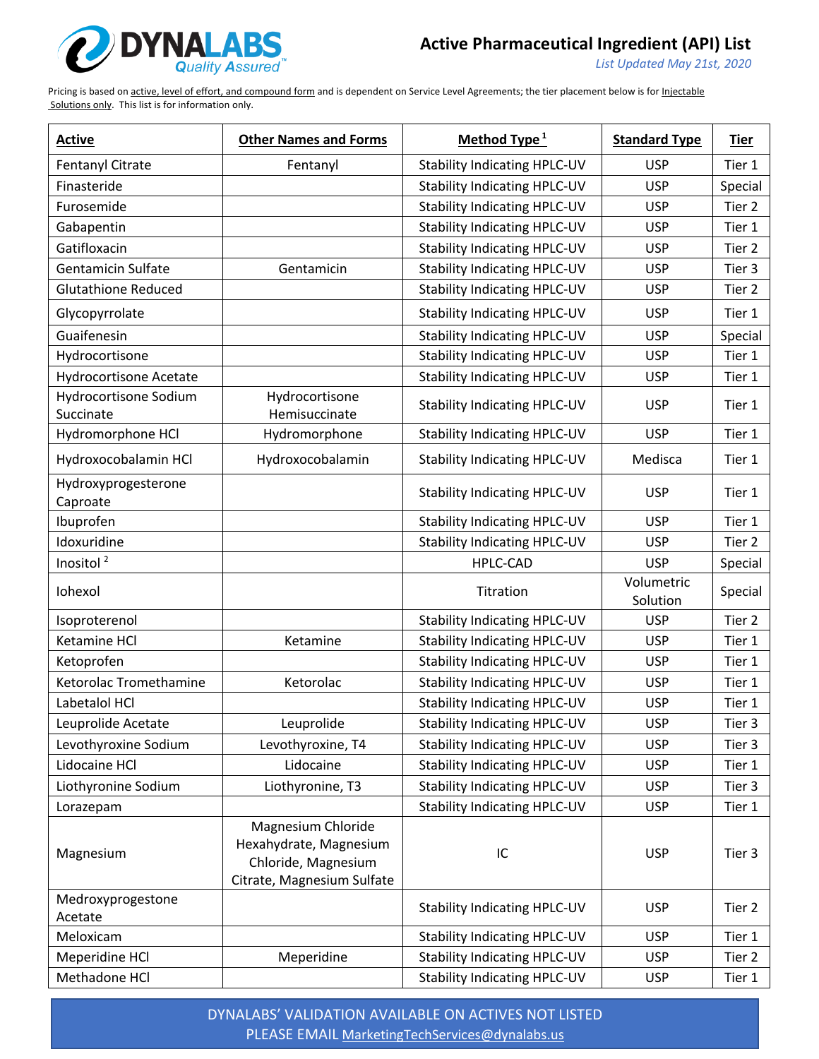# Active Pharmaceutical Ingredient (API) List

*List Updated May 21st, 2020*

Pricing is based on active, level of effort, and compound form and is dependent on Service Level Agreements; the tier placement below is for Injectable Solutions only. This list is for information only.

| Active | Other Names and Forms | Method Type [1] | Standard Type | Tier |
|---|---|---|---|---|
| Fentanyl Citrate | Fentanyl | Stability Indicating HPLC-UV | USP | Tier 1 |
| Finasteride | | Stability Indicating HPLC-UV | USP | Special |
| Furosemide | | Stability Indicating HPLC-UV | USP | Tier 2 |
| Gabapentin | | Stability Indicating HPLC-UV | USP | Tier 1 |
| Gatifloxacin | | Stability Indicating HPLC-UV | USP | Tier 2 |
| Gentamicin Sulfate | Gentamicin | Stability Indicating HPLC-UV | USP | Tier 3 |
| Glutathione Reduced | | Stability Indicating HPLC-UV | USP | Tier 2 |
| Glycopyrrolate | | Stability Indicating HPLC-UV | USP | Tier 1 |
| Guaifenesin | | Stability Indicating HPLC-UV | USP | Special |
| Hydrocortisone | | Stability Indicating HPLC-UV | USP | Tier 1 |
| Hydrocortisone Acetate | | Stability Indicating HPLC-UV | USP | Tier 1 |
| Hydrocortisone Sodium Succinate | Hydrocortisone Hemisuccinate | Stability Indicating HPLC-UV | USP | Tier 1 |
| Hydromorphone HCl | Hydromorphone | Stability Indicating HPLC-UV | USP | Tier 1 |
| Hydroxocobalamin HCl | Hydroxocobalamin | Stability Indicating HPLC-UV | Medisca | Tier 1 |
| Hydroxyprogesterone Caproate | | Stability Indicating HPLC-UV | USP | Tier 1 |
| Ibuprofen | | Stability Indicating HPLC-UV | USP | Tier 1 |
| Idoxuridine | | Stability Indicating HPLC-UV | USP | Tier 2 |
| Inositol [2] | | HPLC-CAD | USP | Special |
| Iohexol | | Titration | Volumetric Solution | Special |
| Isoproterenol | | Stability Indicating HPLC-UV | USP | Tier 2 |
| Ketamine HCl | Ketamine | Stability Indicating HPLC-UV | USP | Tier 1 |
| Ketoprofen | | Stability Indicating HPLC-UV | USP | Tier 1 |
| Ketorolac Tromethamine | Ketorolac | Stability Indicating HPLC-UV | USP | Tier 1 |
| Labetalol HCl | | Stability Indicating HPLC-UV | USP | Tier 1 |
| Leuprolide Acetate | Leuprolide | Stability Indicating HPLC-UV | USP | Tier 3 |
| Levothyroxine Sodium | Levothyroxine, T4 | Stability Indicating HPLC-UV | USP | Tier 3 |
| Lidocaine HCl | Lidocaine | Stability Indicating HPLC-UV | USP | Tier 1 |
| Liothyronine Sodium | Liothyronine, T3 | Stability Indicating HPLC-UV | USP | Tier 3 |
| Lorazepam | | Stability Indicating HPLC-UV | USP | Tier 1 |
| Magnesium | Magnesium Chloride Hexahydrate, Magnesium Chloride, Magnesium Citrate, Magnesium Sulfate | IC | USP | Tier 3 |
| Medroxyprogestone Acetate | | Stability Indicating HPLC-UV | USP | Tier 2 |
| Meloxicam | | Stability Indicating HPLC-UV | USP | Tier 1 |
| Meperidine HCl | Meperidine | Stability Indicating HPLC-UV | USP | Tier 2 |
| Methadone HCl | | Stability Indicating HPLC-UV | USP | Tier 1 |

DYNALABS' VALIDATION AVAILABLE ON ACTIVES NOT LISTED
PLEASE EMAIL MarketingTechServices@dynalabs.us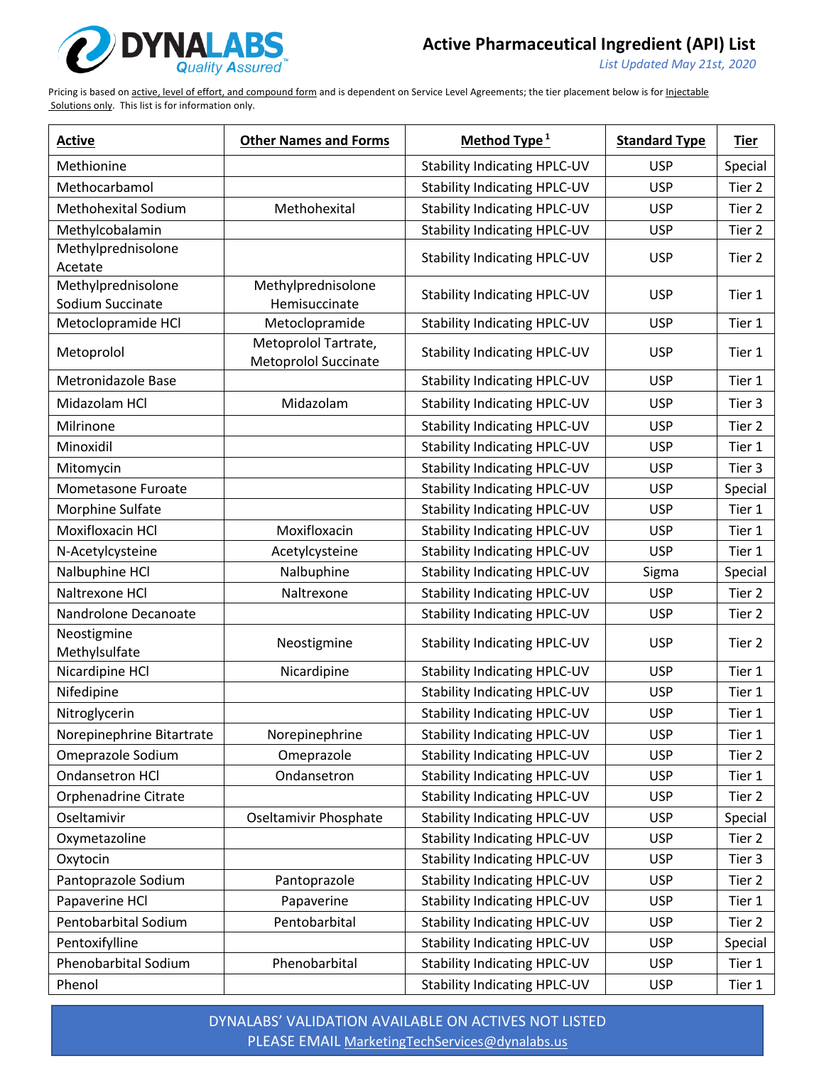DYNALABS Quality Assured™

# Active Pharmaceutical Ingredient (API) List

*List Updated May 21st, 2020*

Pricing is based on active, level of effort, and compound form and is dependent on Service Level Agreements; the tier placement below is for Injectable Solutions only. This list is for information only.

| Active | Other Names and Forms | Method Type [1] | Standard Type | Tier |
|---|---|---|---|---|
| Methionine | | Stability Indicating HPLC-UV | USP | Special |
| Methocarbamol | | Stability Indicating HPLC-UV | USP | Tier 2 |
| Methohexital Sodium | Methohexital | Stability Indicating HPLC-UV | USP | Tier 2 |
| Methylcobalamin | | Stability Indicating HPLC-UV | USP | Tier 2 |
| Methylprednisolone Acetate | | Stability Indicating HPLC-UV | USP | Tier 2 |
| Methylprednisolone Sodium Succinate | Methylprednisolone Hemisuccinate | Stability Indicating HPLC-UV | USP | Tier 1 |
| Metoclopramide HCl | Metoclopramide | Stability Indicating HPLC-UV | USP | Tier 1 |
| Metoprolol | Metoprolol Tartrate, Metoprolol Succinate | Stability Indicating HPLC-UV | USP | Tier 1 |
| Metronidazole Base | | Stability Indicating HPLC-UV | USP | Tier 1 |
| Midazolam HCl | Midazolam | Stability Indicating HPLC-UV | USP | Tier 3 |
| Milrinone | | Stability Indicating HPLC-UV | USP | Tier 2 |
| Minoxidil | | Stability Indicating HPLC-UV | USP | Tier 1 |
| Mitomycin | | Stability Indicating HPLC-UV | USP | Tier 3 |
| Mometasone Furoate | | Stability Indicating HPLC-UV | USP | Special |
| Morphine Sulfate | | Stability Indicating HPLC-UV | USP | Tier 1 |
| Moxifloxacin HCl | Moxifloxacin | Stability Indicating HPLC-UV | USP | Tier 1 |
| N-Acetylcysteine | Acetylcysteine | Stability Indicating HPLC-UV | USP | Tier 1 |
| Nalbuphine HCl | Nalbuphine | Stability Indicating HPLC-UV | Sigma | Special |
| Naltrexone HCl | Naltrexone | Stability Indicating HPLC-UV | USP | Tier 2 |
| Nandrolone Decanoate | | Stability Indicating HPLC-UV | USP | Tier 2 |
| Neostigmine Methylsulfate | Neostigmine | Stability Indicating HPLC-UV | USP | Tier 2 |
| Nicardipine HCl | Nicardipine | Stability Indicating HPLC-UV | USP | Tier 1 |
| Nifedipine | | Stability Indicating HPLC-UV | USP | Tier 1 |
| Nitroglycerin | | Stability Indicating HPLC-UV | USP | Tier 1 |
| Norepinephrine Bitartrate | Norepinephrine | Stability Indicating HPLC-UV | USP | Tier 1 |
| Omeprazole Sodium | Omeprazole | Stability Indicating HPLC-UV | USP | Tier 2 |
| Ondansetron HCl | Ondansetron | Stability Indicating HPLC-UV | USP | Tier 1 |
| Orphenadrine Citrate | | Stability Indicating HPLC-UV | USP | Tier 2 |
| Oseltamivir | Oseltamivir Phosphate | Stability Indicating HPLC-UV | USP | Special |
| Oxymetazoline | | Stability Indicating HPLC-UV | USP | Tier 2 |
| Oxytocin | | Stability Indicating HPLC-UV | USP | Tier 3 |
| Pantoprazole Sodium | Pantoprazole | Stability Indicating HPLC-UV | USP | Tier 2 |
| Papaverine HCl | Papaverine | Stability Indicating HPLC-UV | USP | Tier 1 |
| Pentobarbital Sodium | Pentobarbital | Stability Indicating HPLC-UV | USP | Tier 2 |
| Pentoxifylline | | Stability Indicating HPLC-UV | USP | Special |
| Phenobarbital Sodium | Phenobarbital | Stability Indicating HPLC-UV | USP | Tier 1 |
| Phenol | | Stability Indicating HPLC-UV | USP | Tier 1 |

DYNALABS' VALIDATION AVAILABLE ON ACTIVES NOT LISTED
PLEASE EMAIL MarketingTechServices@dynalabs.us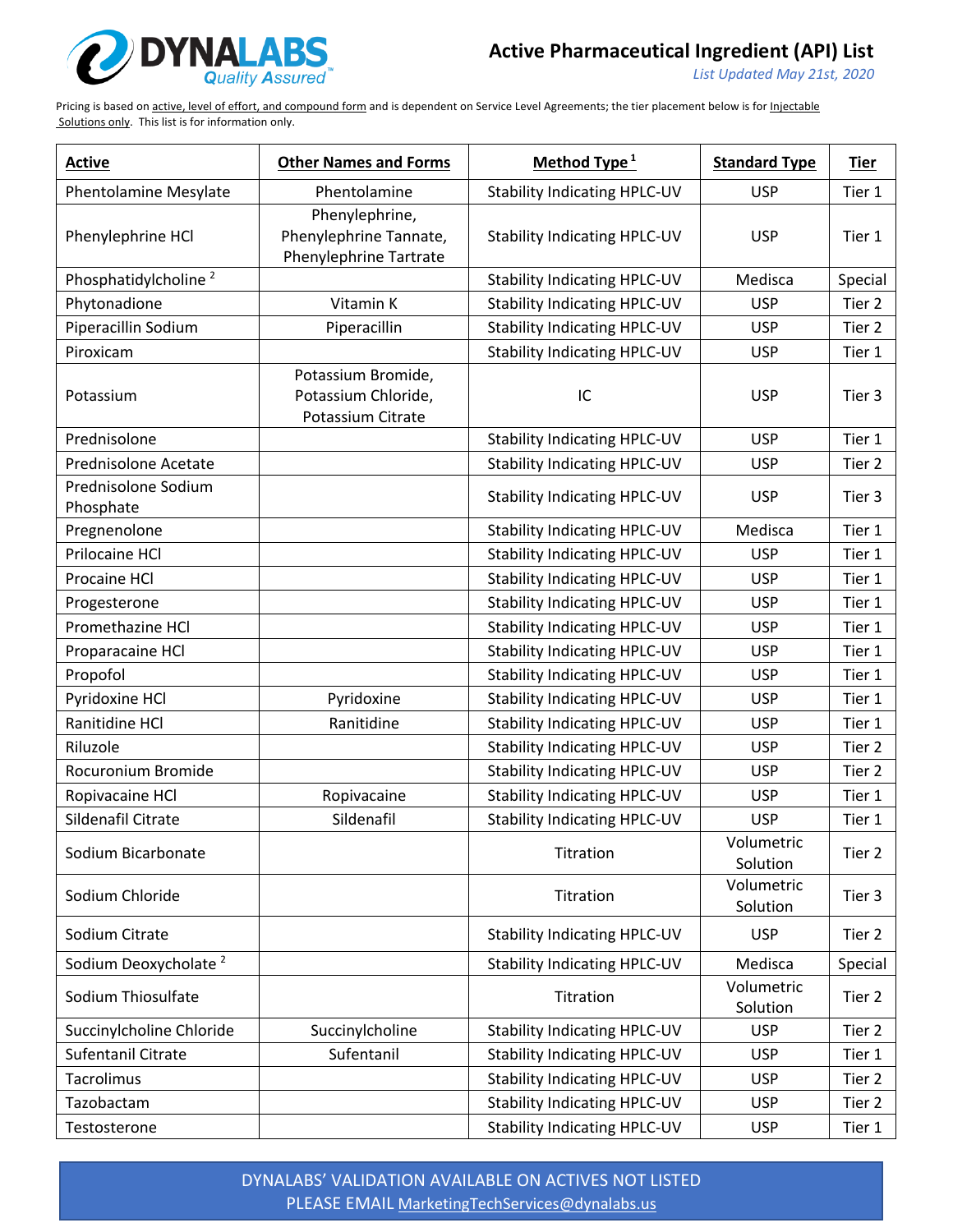# Active Pharmaceutical Ingredient (API) List

*List Updated May 21st, 2020*

Pricing is based on active, level of effort, and compound form and is dependent on Service Level Agreements; the tier placement below is for Injectable Solutions only. This list is for information only.

| Active | Other Names and Forms | Method Type [1] | Standard Type | Tier |
|---|---|---|---|---|
| Phentolamine Mesylate | Phentolamine | Stability Indicating HPLC-UV | USP | Tier 1 |
| Phenylephrine HCl | Phenylephrine, Phenylephrine Tannate, Phenylephrine Tartrate | Stability Indicating HPLC-UV | USP | Tier 1 |
| Phosphatidylcholine [2] | | Stability Indicating HPLC-UV | Medisca | Special |
| Phytonadione | Vitamin K | Stability Indicating HPLC-UV | USP | Tier 2 |
| Piperacillin Sodium | Piperacillin | Stability Indicating HPLC-UV | USP | Tier 2 |
| Piroxicam | | Stability Indicating HPLC-UV | USP | Tier 1 |
| Potassium | Potassium Bromide, Potassium Chloride, Potassium Citrate | IC | USP | Tier 3 |
| Prednisolone | | Stability Indicating HPLC-UV | USP | Tier 1 |
| Prednisolone Acetate | | Stability Indicating HPLC-UV | USP | Tier 2 |
| Prednisolone Sodium Phosphate | | Stability Indicating HPLC-UV | USP | Tier 3 |
| Pregnenolone | | Stability Indicating HPLC-UV | Medisca | Tier 1 |
| Prilocaine HCl | | Stability Indicating HPLC-UV | USP | Tier 1 |
| Procaine HCl | | Stability Indicating HPLC-UV | USP | Tier 1 |
| Progesterone | | Stability Indicating HPLC-UV | USP | Tier 1 |
| Promethazine HCl | | Stability Indicating HPLC-UV | USP | Tier 1 |
| Proparacaine HCl | | Stability Indicating HPLC-UV | USP | Tier 1 |
| Propofol | | Stability Indicating HPLC-UV | USP | Tier 1 |
| Pyridoxine HCl | Pyridoxine | Stability Indicating HPLC-UV | USP | Tier 1 |
| Ranitidine HCl | Ranitidine | Stability Indicating HPLC-UV | USP | Tier 1 |
| Riluzole | | Stability Indicating HPLC-UV | USP | Tier 2 |
| Rocuronium Bromide | | Stability Indicating HPLC-UV | USP | Tier 2 |
| Ropivacaine HCl | Ropivacaine | Stability Indicating HPLC-UV | USP | Tier 1 |
| Sildenafil Citrate | Sildenafil | Stability Indicating HPLC-UV | USP | Tier 1 |
| Sodium Bicarbonate | | Titration | Volumetric Solution | Tier 2 |
| Sodium Chloride | | Titration | Volumetric Solution | Tier 3 |
| Sodium Citrate | | Stability Indicating HPLC-UV | USP | Tier 2 |
| Sodium Deoxycholate [2] | | Stability Indicating HPLC-UV | Medisca | Special |
| Sodium Thiosulfate | | Titration | Volumetric Solution | Tier 2 |
| Succinylcholine Chloride | Succinylcholine | Stability Indicating HPLC-UV | USP | Tier 2 |
| Sufentanil Citrate | Sufentanil | Stability Indicating HPLC-UV | USP | Tier 1 |
| Tacrolimus | | Stability Indicating HPLC-UV | USP | Tier 2 |
| Tazobactam | | Stability Indicating HPLC-UV | USP | Tier 2 |
| Testosterone | | Stability Indicating HPLC-UV | USP | Tier 1 |

DYNALABS' VALIDATION AVAILABLE ON ACTIVES NOT LISTED
PLEASE EMAIL MarketingTechServices@dynalabs.us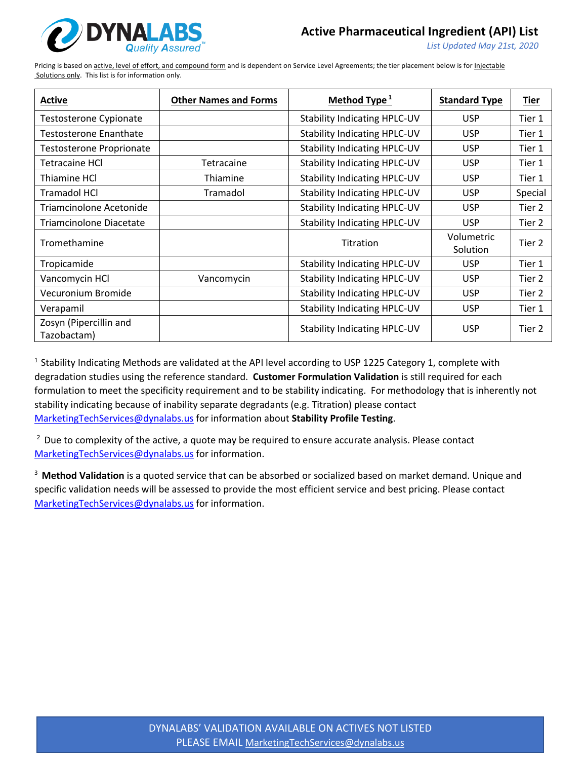Pricing is based on active, level of effort, and compound form and is dependent on Service Level Agreements; the tier placement below is for Injectable Solutions only. This list is for information only.

| Active | Other Names and Forms | Method Type [1] | Standard Type | Tier |
| --- | --- | --- | --- | --- |
| Testosterone Cypionate | | Stability Indicating HPLC-UV | USP | Tier 1 |
| Testosterone Enanthate | | Stability Indicating HPLC-UV | USP | Tier 1 |
| Testosterone Proprionate | | Stability Indicating HPLC-UV | USP | Tier 1 |
| Tetracaine HCl | Tetracaine | Stability Indicating HPLC-UV | USP | Tier 1 |
| Thiamine HCl | Thiamine | Stability Indicating HPLC-UV | USP | Tier 1 |
| Tramadol HCl | Tramadol | Stability Indicating HPLC-UV | USP | Special |
| Triamcinolone Acetonide | | Stability Indicating HPLC-UV | USP | Tier 2 |
| Triamcinolone Diacetate | | Stability Indicating HPLC-UV | USP | Tier 2 |
| Tromethamine | | Titration | Volumetric Solution | Tier 2 |
| Tropicamide | | Stability Indicating HPLC-UV | USP | Tier 1 |
| Vancomycin HCl | Vancomycin | Stability Indicating HPLC-UV | USP | Tier 2 |
| Vecuronium Bromide | | Stability Indicating HPLC-UV | USP | Tier 2 |
| Verapamil | | Stability Indicating HPLC-UV | USP | Tier 1 |
| Zosyn (Pipercillin and Tazobactam) | | Stability Indicating HPLC-UV | USP | Tier 2 |

[1] Stability Indicating Methods are validated at the API level according to USP 1225 Category 1, complete with degradation studies using the reference standard. **Customer Formulation Validation** is still required for each formulation to meet the specificity requirement and to be stability indicating. For methodology that is inherently not stability indicating because of inability separate degradants (e.g. Titration) please contact MarketingTechServices@dynalabs.us for information about **Stability Profile Testing**.

[2] Due to complexity of the active, a quote may be required to ensure accurate analysis. Please contact MarketingTechServices@dynalabs.us for information.

[3] **Method Validation** is a quoted service that can be absorbed or socialized based on market demand. Unique and specific validation needs will be assessed to provide the most efficient service and best pricing. Please contact MarketingTechServices@dynalabs.us for information.

DYNALABS' VALIDATION AVAILABLE ON ACTIVES NOT LISTED
PLEASE EMAIL MarketingTechServices@dynalabs.us